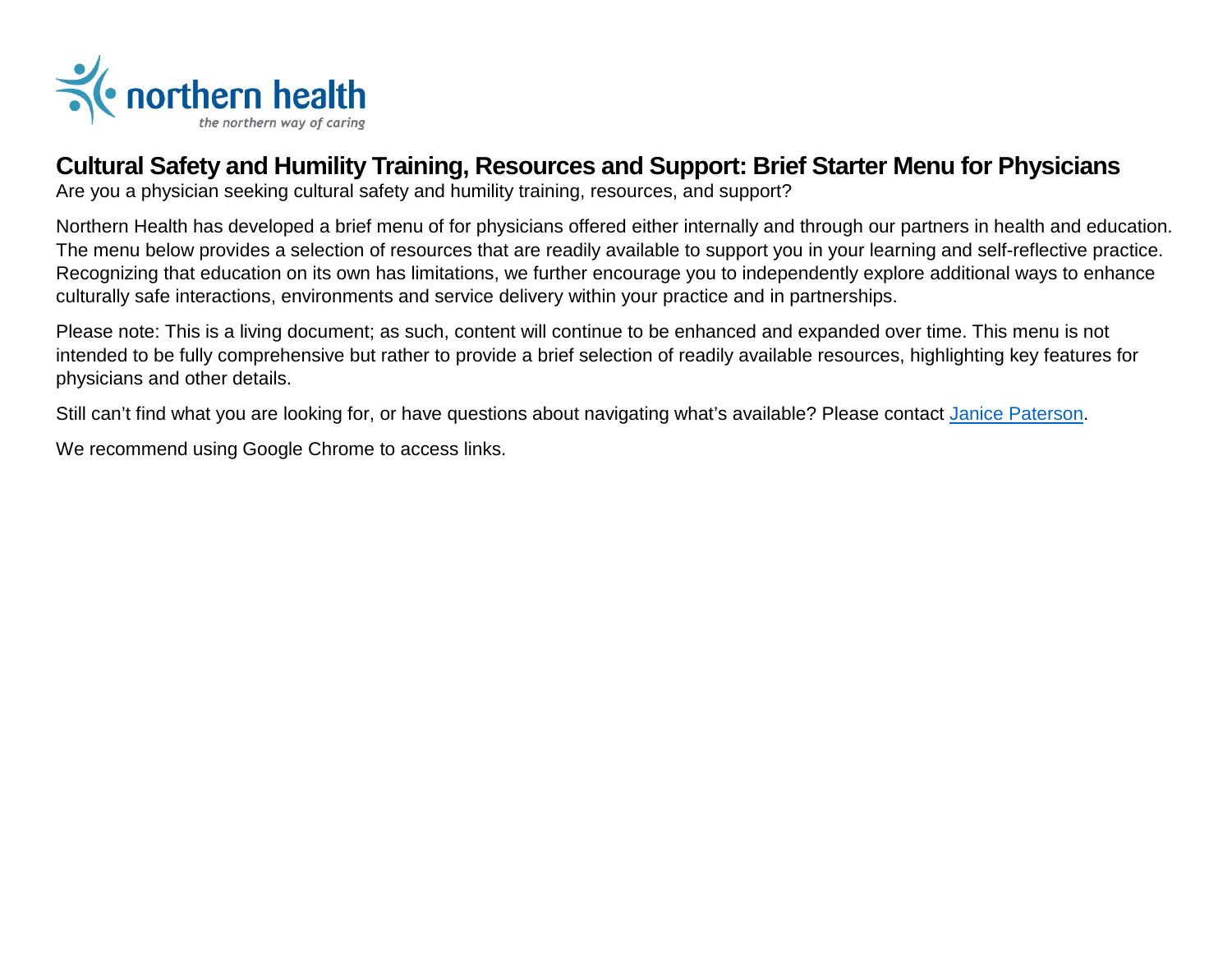northern health
*the northern way of caring*

# Cultural Safety and Humility Training, Resources and Support: Brief Starter Menu for Physicians

Are you a physician seeking cultural safety and humility training, resources, and support?

Northern Health has developed a brief menu of for physicians offered either internally and through our partners in health and education. The menu below provides a selection of resources that are readily available to support you in your learning and self-reflective practice. Recognizing that education on its own has limitations, we further encourage you to independently explore additional ways to enhance culturally safe interactions, environments and service delivery within your practice and in partnerships.

Please note: This is a living document; as such, content will continue to be enhanced and expanded over time. This menu is not intended to be fully comprehensive but rather to provide a brief selection of readily available resources, highlighting key features for physicians and other details.

Still can't find what you are looking for, or have questions about navigating what's available? Please contact Janice Paterson.

We recommend using Google Chrome to access links.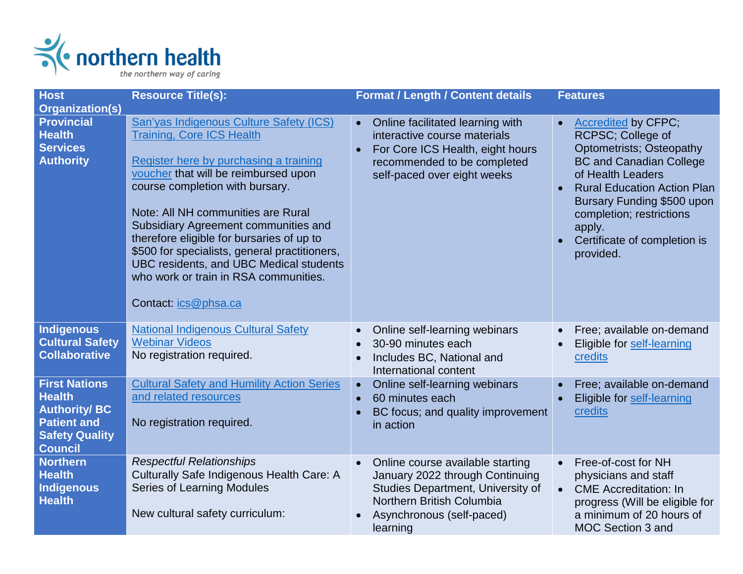| Host Organization(s) | Resource Title(s): | Format / Length / Content details | Features |
|---|---|---|---|
| **Provincial Health Services Authority** | San'yas Indigenous Culture Safety (ICS) Training, Core ICS Health<br><br>Register here by purchasing a training voucher that will be reimbursed upon course completion with bursary.<br><br>Note: All NH communities are Rural Subsidiary Agreement communities and therefore eligible for bursaries of up to $500 for specialists, general practitioners, UBC residents, and UBC Medical students who work or train in RSA communities.<br><br>Contact: ics@phsa.ca | • Online facilitated learning with interactive course materials<br>• For Core ICS Health, eight hours recommended to be completed self-paced over eight weeks | • Accredited by CFPC; RCPSC; College of Optometrists; Osteopathy BC and Canadian College of Health Leaders<br>• Rural Education Action Plan Bursary Funding $500 upon completion; restrictions apply.<br>• Certificate of completion is provided. |
| **Indigenous Cultural Safety Collaborative** | National Indigenous Cultural Safety Webinar Videos<br>No registration required. | • Online self-learning webinars<br>• 30-90 minutes each<br>• Includes BC, National and International content | • Free; available on-demand<br>• Eligible for self-learning credits |
| **First Nations Health Authority/ BC Patient and Safety Quality Council** | Cultural Safety and Humility Action Series and related resources<br><br>No registration required. | • Online self-learning webinars<br>• 60 minutes each<br>• BC focus; and quality improvement in action | • Free; available on-demand<br>• Eligible for self-learning credits |
| **Northern Health Indigenous Health** | *Respectful Relationships*<br>Culturally Safe Indigenous Health Care: A Series of Learning Modules<br><br>New cultural safety curriculum: | • Online course available starting January 2022 through Continuing Studies Department, University of Northern British Columbia<br>• Asynchronous (self-paced) learning | • Free-of-cost for NH physicians and staff<br>• CME Accreditation: In progress (Will be eligible for a minimum of 20 hours of MOC Section 3 and |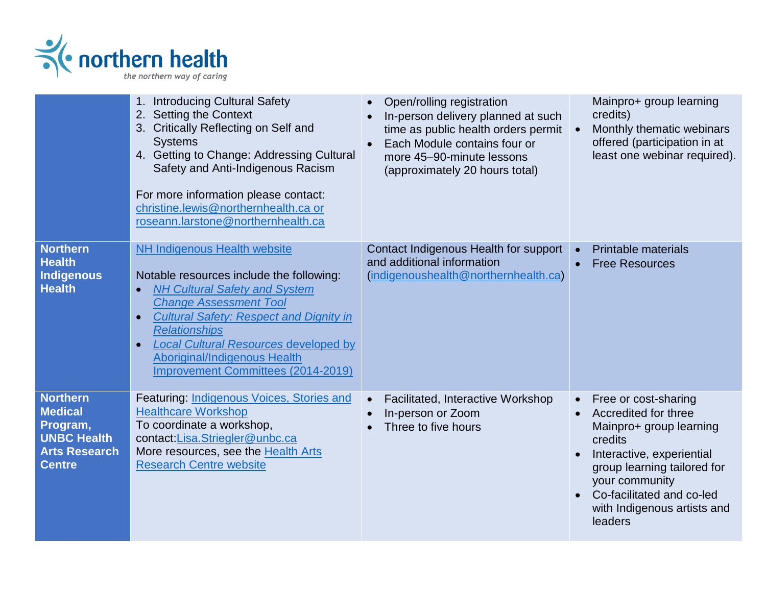| | | | |
|---|---|---|---|
| | 1. Introducing Cultural Safety<br>2. Setting the Context<br>3. Critically Reflecting on Self and Systems<br>4. Getting to Change: Addressing Cultural Safety and Anti-Indigenous Racism<br><br>For more information please contact: christine.lewis@northernhealth.ca or roseann.larstone@northernhealth.ca | • Open/rolling registration<br>• In-person delivery planned at such time as public health orders permit<br>• Each Module contains four or more 45–90-minute lessons (approximately 20 hours total) | Mainpro+ group learning credits)<br>• Monthly thematic webinars offered (participation in at least one webinar required). |
| **Northern Health Indigenous Health** | NH Indigenous Health website<br><br>Notable resources include the following:<br>• *NH Cultural Safety and System Change Assessment Tool*<br>• *Cultural Safety: Respect and Dignity in Relationships*<br>• *Local Cultural Resources* developed by Aboriginal/Indigenous Health Improvement Committees (2014-2019) | Contact Indigenous Health for support and additional information (indigenoushealth@northernhealth.ca) | • Printable materials<br>• Free Resources |
| **Northern Medical Program, UNBC Health Arts Research Centre** | Featuring: Indigenous Voices, Stories and Healthcare Workshop<br>To coordinate a workshop, contact:Lisa.Striegler@unbc.ca<br>More resources, see the Health Arts Research Centre website | • Facilitated, Interactive Workshop<br>• In-person or Zoom<br>• Three to five hours | • Free or cost-sharing<br>• Accredited for three Mainpro+ group learning credits<br>• Interactive, experiential group learning tailored for your community<br>• Co-facilitated and co-led with Indigenous artists and leaders |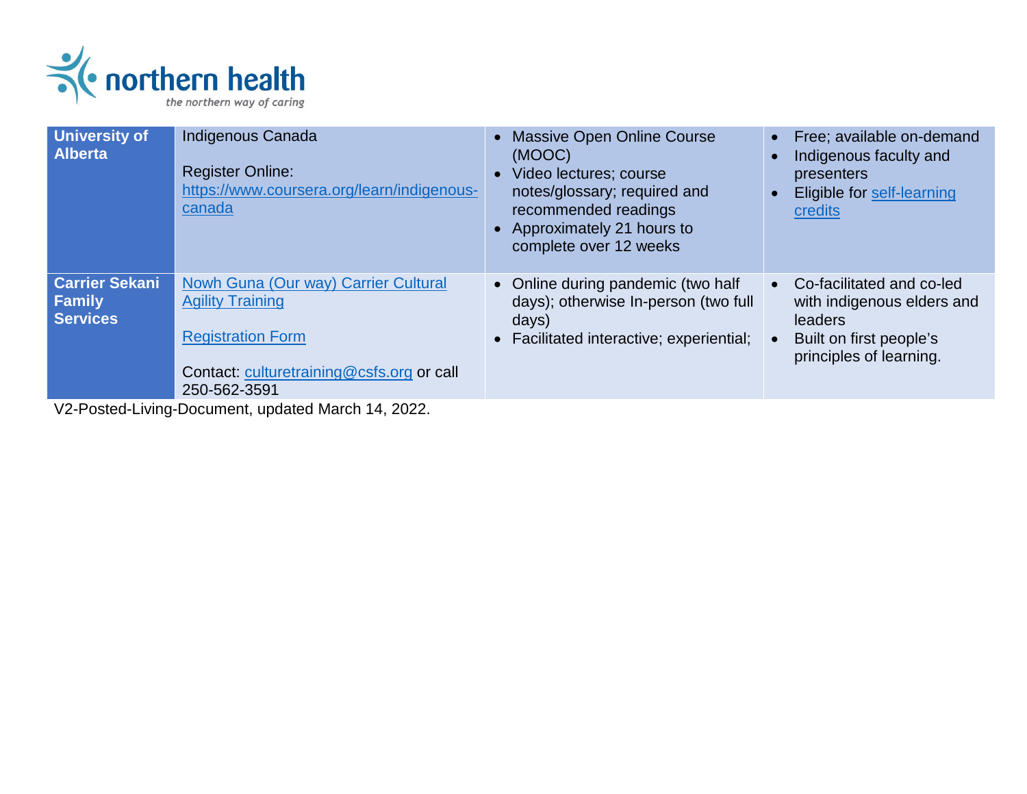| | | | |
|---|---|---|---|
| **University of Alberta** | Indigenous Canada<br><br>Register Online: https://www.coursera.org/learn/indigenous-canada | • Massive Open Online Course (MOOC)<br>• Video lectures; course notes/glossary; required and recommended readings<br>• Approximately 21 hours to complete over 12 weeks | • Free; available on-demand<br>• Indigenous faculty and presenters<br>• Eligible for self-learning credits |
| **Carrier Sekani Family Services** | Nowh Guna (Our way) Carrier Cultural Agility Training<br><br>Registration Form<br><br>Contact: culturetraining@csfs.org or call 250-562-3591 | • Online during pandemic (two half days); otherwise In-person (two full days)<br>• Facilitated interactive; experiential; | • Co-facilitated and co-led with indigenous elders and leaders<br>• Built on first people's principles of learning. |

V2-Posted-Living-Document, updated March 14, 2022.